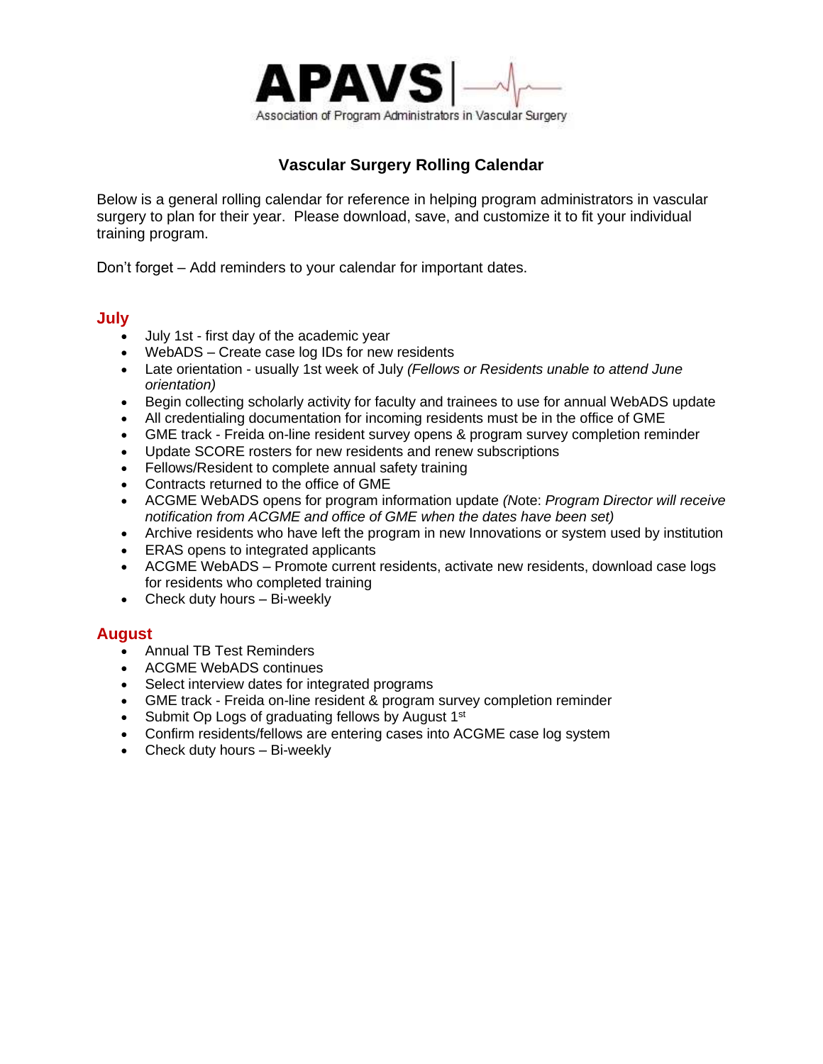**APAVS**

Association of Program Administrators in Vascular Surgery

# Vascular Surgery Rolling Calendar

Below is a general rolling calendar for reference in helping program administrators in vascular surgery to plan for their year. Please download, save, and customize it to fit your individual training program.

Don't forget – Add reminders to your calendar for important dates.

## July

- July 1st - first day of the academic year
- WebADS – Create case log IDs for new residents
- Late orientation - usually 1st week of July *(Fellows or Residents unable to attend June orientation)*
- Begin collecting scholarly activity for faculty and trainees to use for annual WebADS update
- All credentialing documentation for incoming residents must be in the office of GME
- GME track - Freida on-line resident survey opens & program survey completion reminder
- Update SCORE rosters for new residents and renew subscriptions
- Fellows/Resident to complete annual safety training
- Contracts returned to the office of GME
- ACGME WebADS opens for program information update *(Note: Program Director will receive notification from ACGME and office of GME when the dates have been set)*
- Archive residents who have left the program in new Innovations or system used by institution
- ERAS opens to integrated applicants
- ACGME WebADS – Promote current residents, activate new residents, download case logs for residents who completed training
- Check duty hours – Bi-weekly

## August

- Annual TB Test Reminders
- ACGME WebADS continues
- Select interview dates for integrated programs
- GME track - Freida on-line resident & program survey completion reminder
- Submit Op Logs of graduating fellows by August 1st
- Confirm residents/fellows are entering cases into ACGME case log system
- Check duty hours – Bi-weekly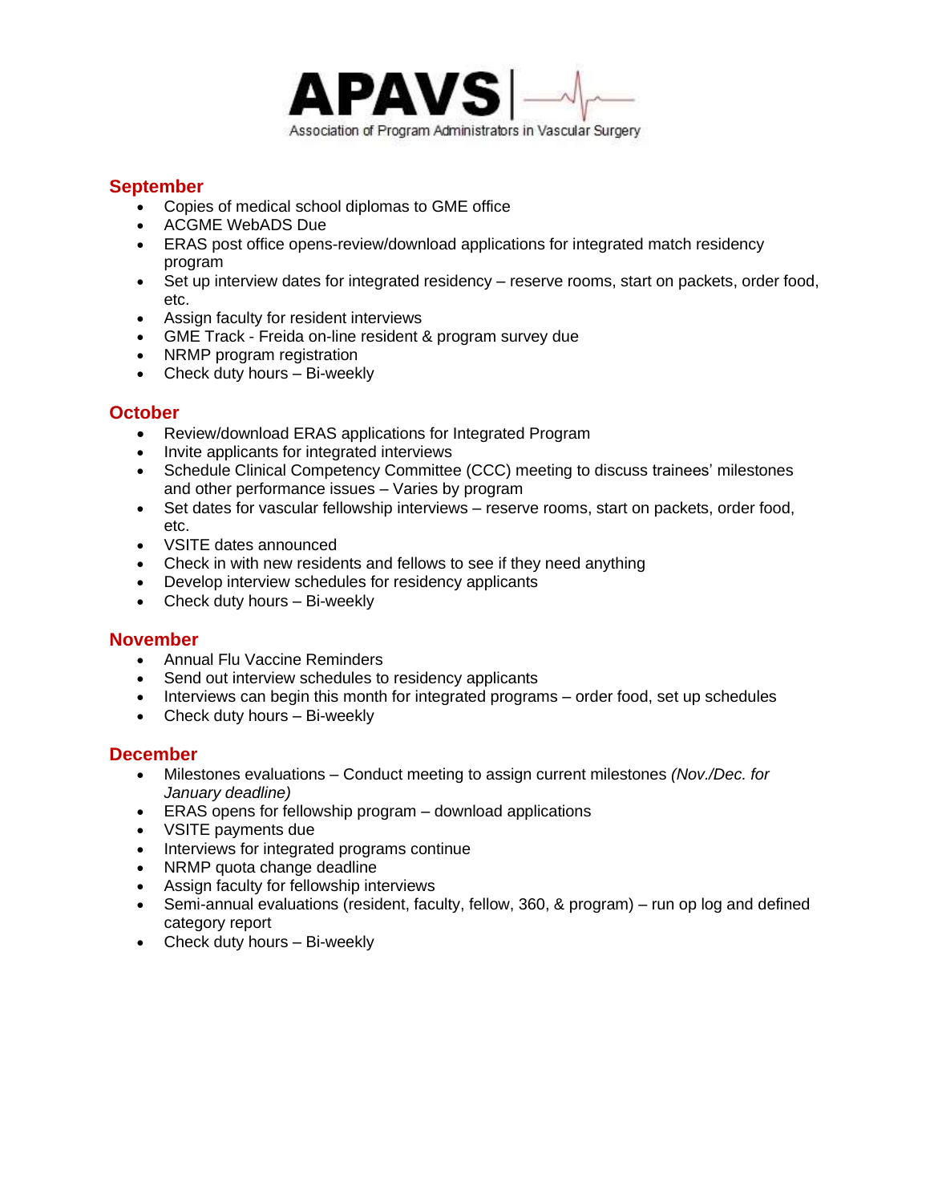**APAVS**

Association of Program Administrators in Vascular Surgery

## September

- Copies of medical school diplomas to GME office
- ACGME WebADS Due
- ERAS post office opens-review/download applications for integrated match residency program
- Set up interview dates for integrated residency – reserve rooms, start on packets, order food, etc.
- Assign faculty for resident interviews
- GME Track - Freida on-line resident & program survey due
- NRMP program registration
- Check duty hours – Bi-weekly

## October

- Review/download ERAS applications for Integrated Program
- Invite applicants for integrated interviews
- Schedule Clinical Competency Committee (CCC) meeting to discuss trainees' milestones and other performance issues – Varies by program
- Set dates for vascular fellowship interviews – reserve rooms, start on packets, order food, etc.
- VSITE dates announced
- Check in with new residents and fellows to see if they need anything
- Develop interview schedules for residency applicants
- Check duty hours – Bi-weekly

## November

- Annual Flu Vaccine Reminders
- Send out interview schedules to residency applicants
- Interviews can begin this month for integrated programs – order food, set up schedules
- Check duty hours – Bi-weekly

## December

- Milestones evaluations – Conduct meeting to assign current milestones *(Nov./Dec. for January deadline)*
- ERAS opens for fellowship program – download applications
- VSITE payments due
- Interviews for integrated programs continue
- NRMP quota change deadline
- Assign faculty for fellowship interviews
- Semi-annual evaluations (resident, faculty, fellow, 360, & program) – run op log and defined category report
- Check duty hours – Bi-weekly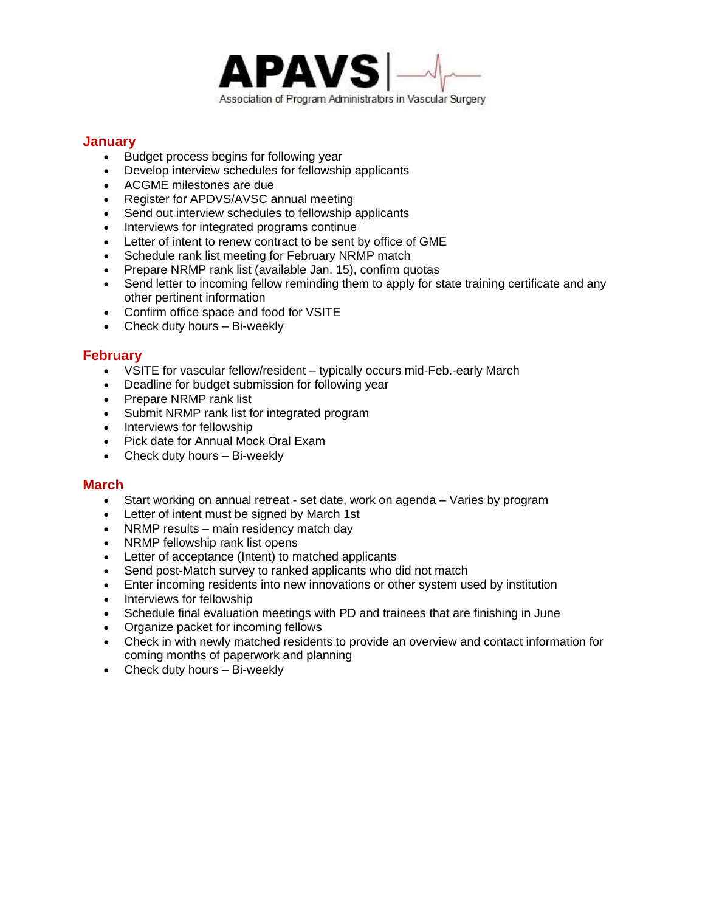**APAVS**

Association of Program Administrators in Vascular Surgery

## January

- Budget process begins for following year
- Develop interview schedules for fellowship applicants
- ACGME milestones are due
- Register for APDVS/AVSC annual meeting
- Send out interview schedules to fellowship applicants
- Interviews for integrated programs continue
- Letter of intent to renew contract to be sent by office of GME
- Schedule rank list meeting for February NRMP match
- Prepare NRMP rank list (available Jan. 15), confirm quotas
- Send letter to incoming fellow reminding them to apply for state training certificate and any other pertinent information
- Confirm office space and food for VSITE
- Check duty hours – Bi-weekly

## February

- VSITE for vascular fellow/resident – typically occurs mid-Feb.-early March
- Deadline for budget submission for following year
- Prepare NRMP rank list
- Submit NRMP rank list for integrated program
- Interviews for fellowship
- Pick date for Annual Mock Oral Exam
- Check duty hours – Bi-weekly

## March

- Start working on annual retreat - set date, work on agenda – Varies by program
- Letter of intent must be signed by March 1st
- NRMP results – main residency match day
- NRMP fellowship rank list opens
- Letter of acceptance (Intent) to matched applicants
- Send post-Match survey to ranked applicants who did not match
- Enter incoming residents into new innovations or other system used by institution
- Interviews for fellowship
- Schedule final evaluation meetings with PD and trainees that are finishing in June
- Organize packet for incoming fellows
- Check in with newly matched residents to provide an overview and contact information for coming months of paperwork and planning
- Check duty hours – Bi-weekly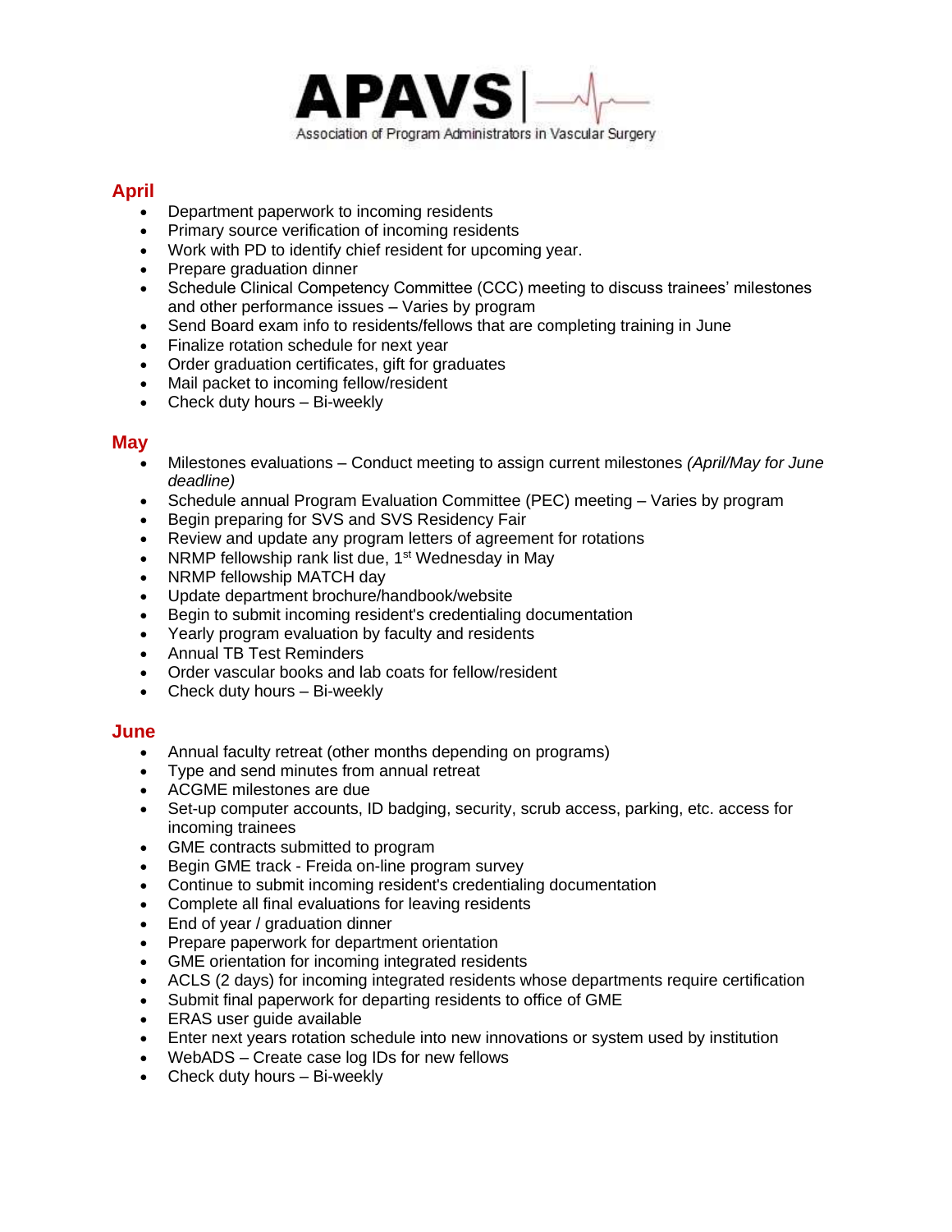**APAVS**

Association of Program Administrators in Vascular Surgery

## April

- Department paperwork to incoming residents
- Primary source verification of incoming residents
- Work with PD to identify chief resident for upcoming year.
- Prepare graduation dinner
- Schedule Clinical Competency Committee (CCC) meeting to discuss trainees' milestones and other performance issues – Varies by program
- Send Board exam info to residents/fellows that are completing training in June
- Finalize rotation schedule for next year
- Order graduation certificates, gift for graduates
- Mail packet to incoming fellow/resident
- Check duty hours – Bi-weekly

## May

- Milestones evaluations – Conduct meeting to assign current milestones *(April/May for June deadline)*
- Schedule annual Program Evaluation Committee (PEC) meeting – Varies by program
- Begin preparing for SVS and SVS Residency Fair
- Review and update any program letters of agreement for rotations
- NRMP fellowship rank list due, 1st Wednesday in May
- NRMP fellowship MATCH day
- Update department brochure/handbook/website
- Begin to submit incoming resident's credentialing documentation
- Yearly program evaluation by faculty and residents
- Annual TB Test Reminders
- Order vascular books and lab coats for fellow/resident
- Check duty hours – Bi-weekly

## June

- Annual faculty retreat (other months depending on programs)
- Type and send minutes from annual retreat
- ACGME milestones are due
- Set-up computer accounts, ID badging, security, scrub access, parking, etc. access for incoming trainees
- GME contracts submitted to program
- Begin GME track - Freida on-line program survey
- Continue to submit incoming resident's credentialing documentation
- Complete all final evaluations for leaving residents
- End of year / graduation dinner
- Prepare paperwork for department orientation
- GME orientation for incoming integrated residents
- ACLS (2 days) for incoming integrated residents whose departments require certification
- Submit final paperwork for departing residents to office of GME
- ERAS user guide available
- Enter next years rotation schedule into new innovations or system used by institution
- WebADS – Create case log IDs for new fellows
- Check duty hours – Bi-weekly